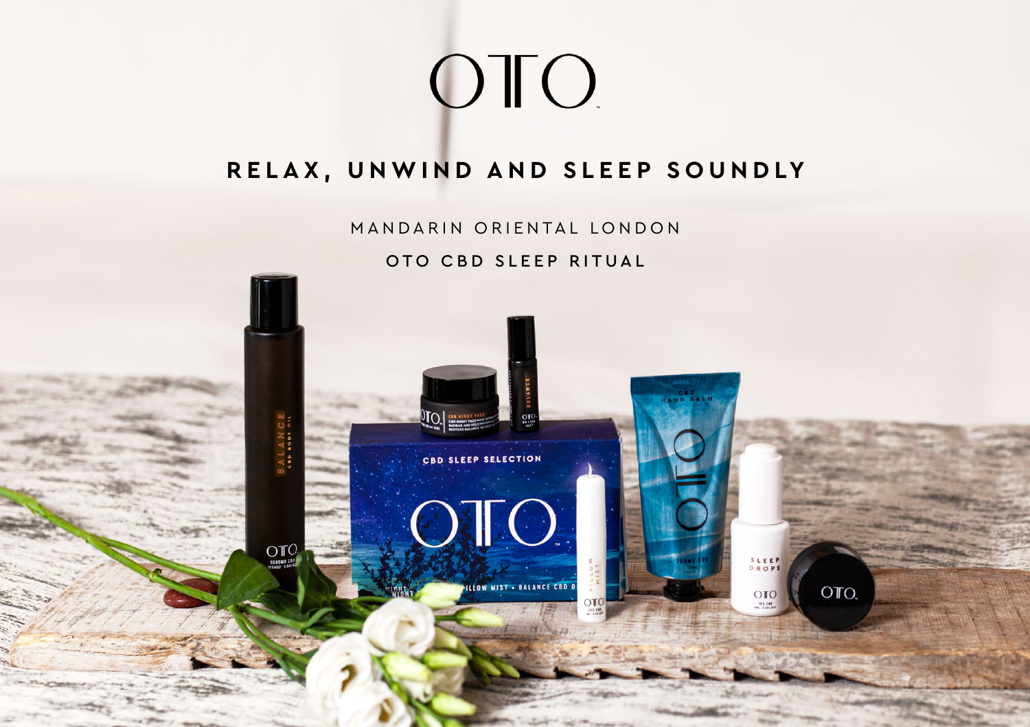# OTO

## RELAX, UNWIND AND SLEEP SOUNDLY

MANDARIN ORIENTAL LONDON

**OTO CBD SLEEP RITUAL**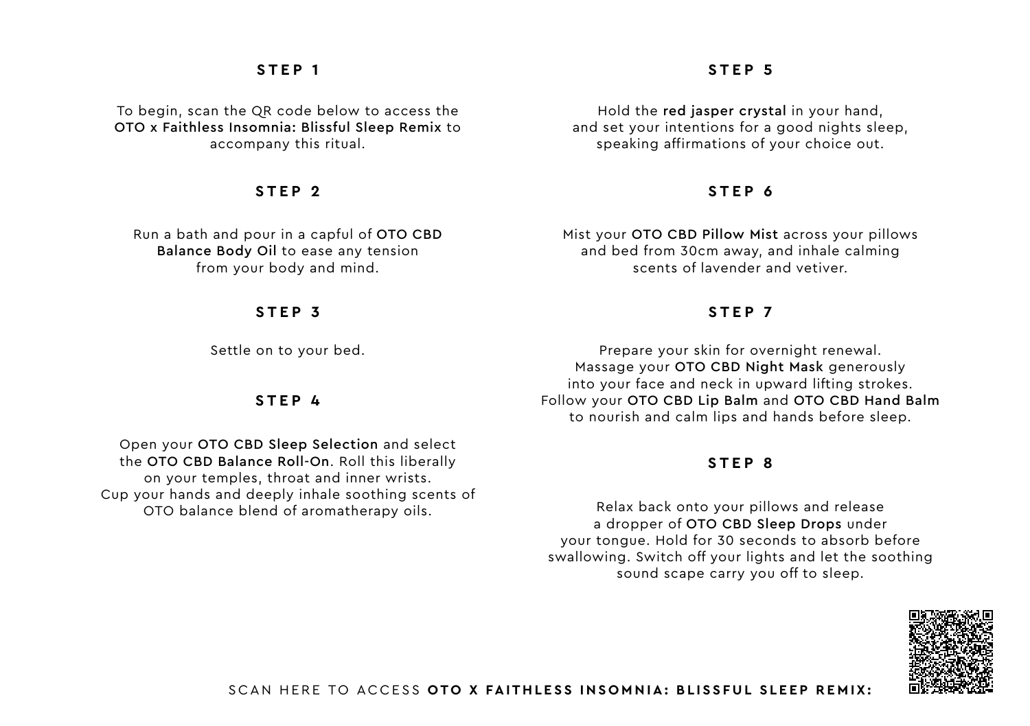## STEP 1

To begin, scan the QR code below to access the **OTO x Faithless Insomnia: Blissful Sleep Remix** to accompany this ritual.

## STEP 2

Run a bath and pour in a capful of **OTO CBD Balance Body Oil** to ease any tension from your body and mind.

## STEP 3

Settle on to your bed.

## STEP 4

Open your **OTO CBD Sleep Selection** and select the **OTO CBD Balance Roll-On**. Roll this liberally on your temples, throat and inner wrists. Cup your hands and deeply inhale soothing scents of OTO balance blend of aromatherapy oils.

## STEP 5

Hold the **red jasper crystal** in your hand, and set your intentions for a good nights sleep, speaking affirmations of your choice out.

## STEP 6

Mist your **OTO CBD Pillow Mist** across your pillows and bed from 30cm away, and inhale calming scents of lavender and vetiver.

## STEP 7

Prepare your skin for overnight renewal. Massage your **OTO CBD Night Mask** generously into your face and neck in upward lifting strokes. Follow your **OTO CBD Lip Balm** and **OTO CBD Hand Balm** to nourish and calm lips and hands before sleep.

## STEP 8

Relax back onto your pillows and release a dropper of **OTO CBD Sleep Drops** under your tongue. Hold for 30 seconds to absorb before swallowing. Switch off your lights and let the soothing sound scape carry you off to sleep.

SCAN HERE TO ACCESS **OTO X FAITHLESS INSOMNIA: BLISSFUL SLEEP REMIX:**